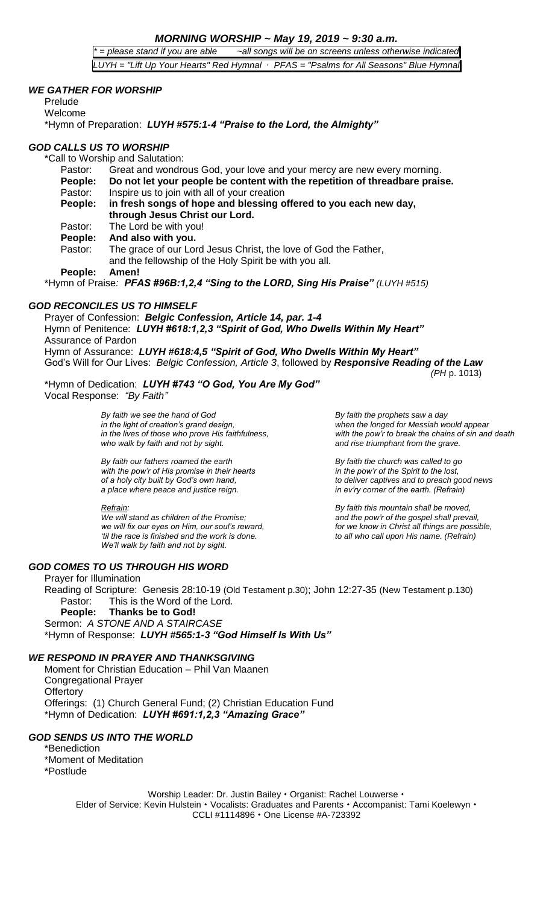# *MORNING WORSHIP ~ May 19, 2019 ~ 9:30 a.m.*

*\* = please stand if you are able ~all songs will be on screens unless otherwise indicated*

*LUYH = "Lift Up Your Hearts" Red Hymnal · PFAS = "Psalms for All Seasons" Blue Hymnal*

## *WE GATHER FOR WORSHIP*

Prelude

Welcome

*Hymn of Preparation: ***LUYH #575:1-4 "Praise to the Lord, the Almighty"***

## *GOD CALLS US TO WORSHIP*

*Call to Worship and Salutation:

Pastor: Great and wondrous God, your love and your mercy are new every morning.

**People: Do not let your people be content with the repetition of threadbare praise.**

Pastor: Inspire us to join with all of your creation

**People: in fresh songs of hope and blessing offered to you each new day, through Jesus Christ our Lord.**

Pastor: The Lord be with you!

**People: And also with you.**

Pastor: The grace of our Lord Jesus Christ, the love of God the Father, and the fellowship of the Holy Spirit be with you all.

**People: Amen!**

*Hymn of Praise: ***PFAS #96B:1,2,4 "Sing to the LORD, Sing His Praise"*** *(LUYH #515)*

## *GOD RECONCILES US TO HIMSELF*

Prayer of Confession: ***Belgic Confession, Article 14, par. 1-4***

Hymn of Penitence: ***LUYH #618:1,2,3 "Spirit of God, Who Dwells Within My Heart"***

Assurance of Pardon

Hymn of Assurance: ***LUYH #618:4,5 "Spirit of God, Who Dwells Within My Heart"***

God's Will for Our Lives: *Belgic Confession, Article 3*, followed by ***Responsive Reading of the Law*** *(PH p. 1013)*

*Hymn of Dedication: ***LUYH #743 "O God, You Are My God"***

Vocal Response: *"By Faith"*

*By faith we see the hand of God*
*in the light of creation's grand design,*
*in the lives of those who prove His faithfulness,*
*who walk by faith and not by sight.*

*By faith our fathers roamed the earth*
*with the pow'r of His promise in their hearts*
*of a holy city built by God's own hand,*
*a place where peace and justice reign.*

*Refrain:*
*We will stand as children of the Promise;*
*we will fix our eyes on Him, our soul's reward,*
*'til the race is finished and the work is done.*
*We'll walk by faith and not by sight.*

*By faith the prophets saw a day*
*when the longed for Messiah would appear*
*with the pow'r to break the chains of sin and death*
*and rise triumphant from the grave.*

*By faith the church was called to go*
*in the pow'r of the Spirit to the lost,*
*to deliver captives and to preach good news*
*in ev'ry corner of the earth. (Refrain)*

*By faith this mountain shall be moved,*
*and the pow'r of the gospel shall prevail,*
*for we know in Christ all things are possible,*
*to all who call upon His name. (Refrain)*

## *GOD COMES TO US THROUGH HIS WORD*

Prayer for Illumination

Reading of Scripture: Genesis 28:10-19 (Old Testament p.30); John 12:27-35 (New Testament p.130)

Pastor: This is the Word of the Lord.

**People: Thanks be to God!**

Sermon: *A STONE AND A STAIRCASE*

*Hymn of Response: ***LUYH #565:1-3 "God Himself Is With Us"***

## *WE RESPOND IN PRAYER AND THANKSGIVING*

Moment for Christian Education – Phil Van Maanen

Congregational Prayer

Offertory

Offerings: (1) Church General Fund; (2) Christian Education Fund

*Hymn of Dedication: ***LUYH #691:1,2,3 "Amazing Grace"***

## *GOD SENDS US INTO THE WORLD*

*Benediction

*Moment of Meditation

*Postlude

Worship Leader: Dr. Justin Bailey • Organist: Rachel Louwerse •
Elder of Service: Kevin Hulstein • Vocalists: Graduates and Parents • Accompanist: Tami Koelewyn •
CCLI #1114896 • One License #A-723392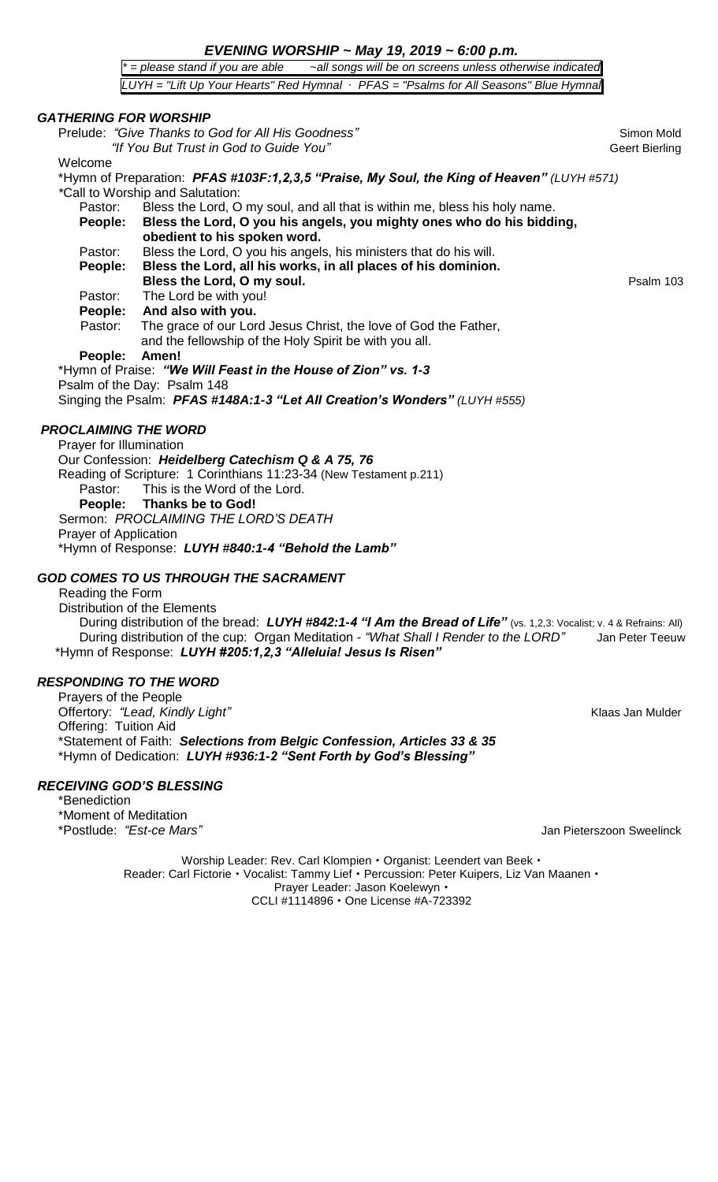# *EVENING WORSHIP ~ May 19, 2019 ~ 6:00 p.m.*

*\* = please stand if you are able ~all songs will be on screens unless otherwise indicated*

*LUYH = "Lift Up Your Hearts" Red Hymnal · PFAS = "Psalms for All Seasons" Blue Hymnal*

## *GATHERING FOR WORSHIP*

Prelude: *"Give Thanks to God for All His Goodness"* — Simon Mold
*"If You But Trust in God to Guide You"* — Geert Bierling

Welcome

*Hymn of Preparation: ***PFAS #103F:1,2,3,5 "Praise, My Soul, the King of Heaven"*** *(LUYH #571)*

*Call to Worship and Salutation:

Pastor: Bless the Lord, O my soul, and all that is within me, bless his holy name.
**People: Bless the Lord, O you his angels, you mighty ones who do his bidding, obedient to his spoken word.**
Pastor: Bless the Lord, O you his angels, his ministers that do his will.
**People: Bless the Lord, all his works, in all places of his dominion. Bless the Lord, O my soul.** — Psalm 103
Pastor: The Lord be with you!
**People: And also with you.**
Pastor: The grace of our Lord Jesus Christ, the love of God the Father, and the fellowship of the Holy Spirit be with you all.
**People: Amen!**

*Hymn of Praise: ***"We Will Feast in the House of Zion" vs. 1-3***

Psalm of the Day: Psalm 148

Singing the Psalm: ***PFAS #148A:1-3 "Let All Creation's Wonders"*** *(LUYH #555)*

## *PROCLAIMING THE WORD*

Prayer for Illumination

Our Confession: ***Heidelberg Catechism Q & A 75, 76***

Reading of Scripture: 1 Corinthians 11:23-34 (New Testament p.211)

Pastor: This is the Word of the Lord.
**People: Thanks be to God!**

Sermon: *PROCLAIMING THE LORD'S DEATH*

Prayer of Application

*Hymn of Response: ***LUYH #840:1-4 "Behold the Lamb"***

## *GOD COMES TO US THROUGH THE SACRAMENT*

Reading the Form

Distribution of the Elements

During distribution of the bread: ***LUYH #842:1-4 "I Am the Bread of Life"*** (vs. 1,2,3: Vocalist; v. 4 & Refrains: All)

During distribution of the cup: Organ Meditation - *"What Shall I Render to the LORD"* — Jan Peter Teeuw

*Hymn of Response: ***LUYH #205:1,2,3 "Alleluia! Jesus Is Risen"***

## *RESPONDING TO THE WORD*

Prayers of the People

Offertory: *"Lead, Kindly Light"* — Klaas Jan Mulder

Offering: Tuition Aid

*Statement of Faith: ***Selections from Belgic Confession, Articles 33 & 35***

*Hymn of Dedication: ***LUYH #936:1-2 "Sent Forth by God's Blessing"***

## *RECEIVING GOD'S BLESSING*

*Benediction

*Moment of Meditation

*Postlude: *"Est-ce Mars"* — Jan Pieterszoon Sweelinck

Worship Leader: Rev. Carl Klompien • Organist: Leendert van Beek •
Reader: Carl Fictorie • Vocalist: Tammy Lief • Percussion: Peter Kuipers, Liz Van Maanen •
Prayer Leader: Jason Koelewyn •
CCLI #1114896 • One License #A-723392